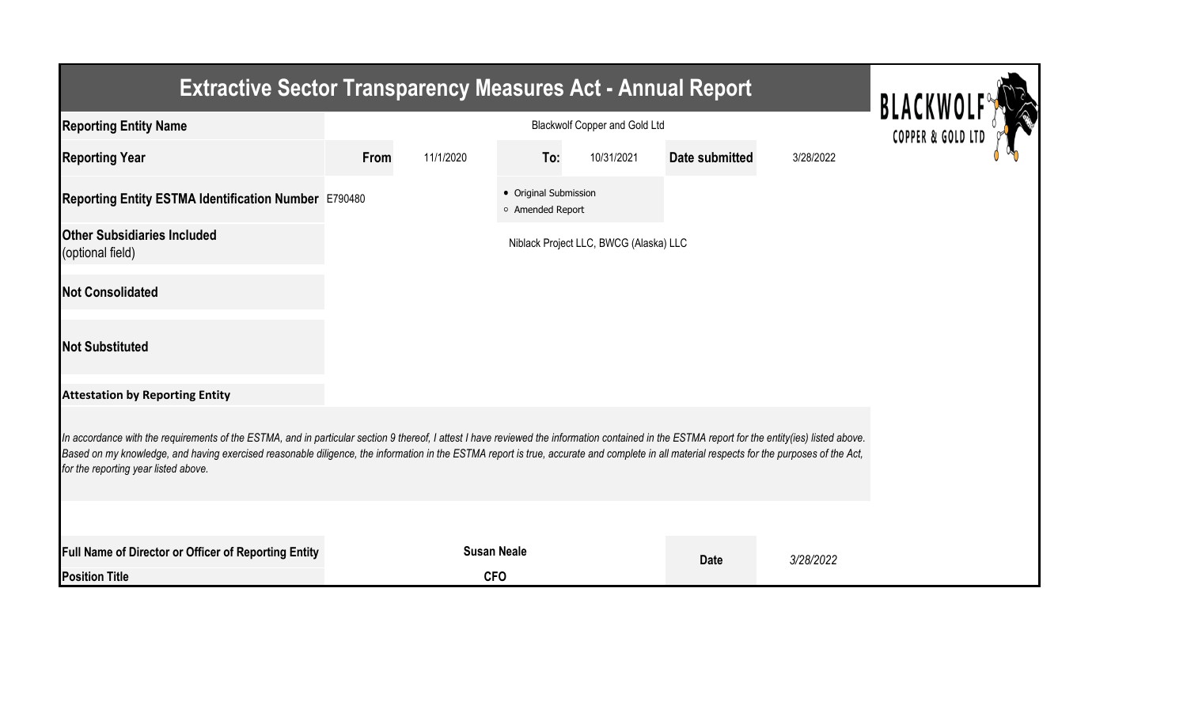# Extractive Sector Transparency Measures Act - Annual Report

| | | | | | | |
|---|---|---|---|---|---|---|
| **Reporting Entity Name** | Blackwolf Copper and Gold Ltd | | | | | |
| **Reporting Year** | **From** | 11/1/2020 | **To:** | 10/31/2021 | **Date submitted** | 3/28/2022 |
| **Reporting Entity ESTMA Identification Number** | E790480 | | ● Original Submission<br>○ Amended Report | | | |
| **Other Subsidiaries Included** (optional field) | Niblack Project LLC, BWCG (Alaska) LLC | | | | | |
| **Not Consolidated** | | | | | | |
| **Not Substituted** | | | | | | |

**Attestation by Reporting Entity**

*In accordance with the requirements of the ESTMA, and in particular section 9 thereof, I attest I have reviewed the information contained in the ESTMA report for the entity(ies) listed above. Based on my knowledge, and having exercised reasonable diligence, the information in the ESTMA report is true, accurate and complete in all material respects for the purposes of the Act, for the reporting year listed above.*

| | | | |
|---|---|---|---|
| **Full Name of Director or Officer of Reporting Entity** | **Susan Neale** | **Date** | *3/28/2022* |
| **Position Title** | **CFO** | | |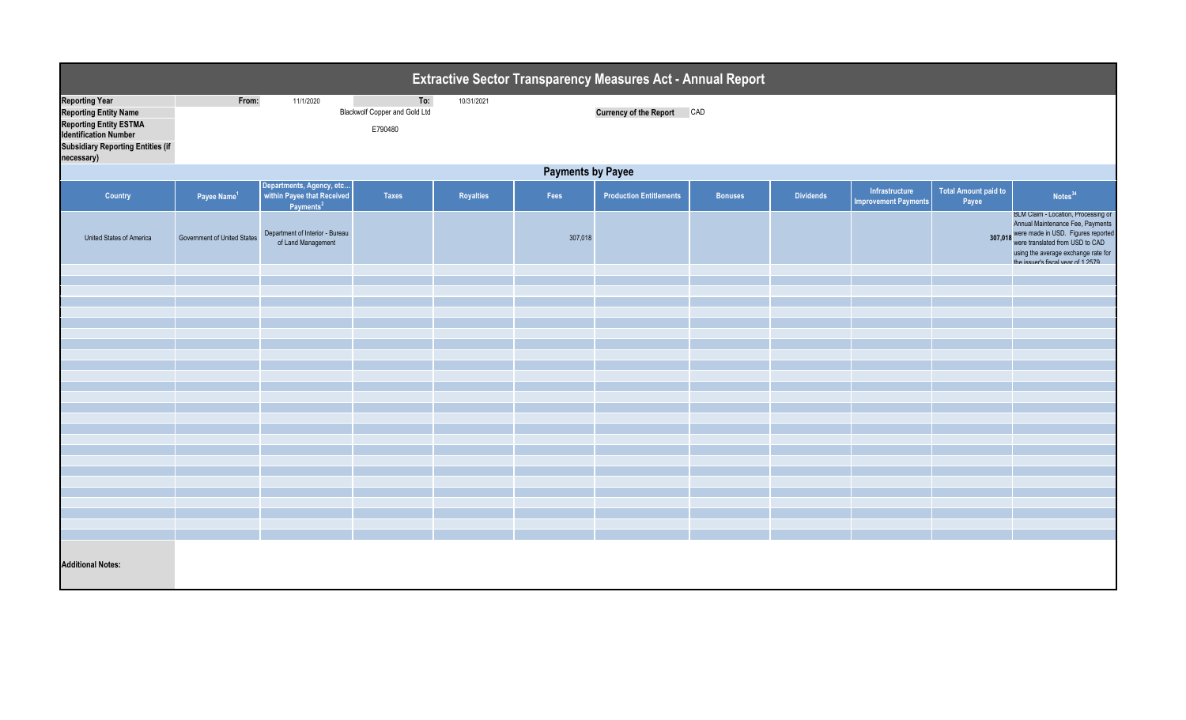# Extractive Sector Transparency Measures Act - Annual Report

| | | | | | | |
|---|---|---|---|---|---|---|
| **Reporting Year** | From: | 11/1/2020 | To: | 10/31/2021 | | |
| **Reporting Entity Name** | | Blackwolf Copper and Gold Ltd | | | **Currency of the Report** | CAD |
| **Reporting Entity ESTMA Identification Number** | | E790480 | | | | |
| **Subsidiary Reporting Entities (if necessary)** | | | | | | |

## Payments by Payee

| Country | Payee Name[1] | Departments, Agency, etc... within Payee that Received Payments[2] | Taxes | Royalties | Fees | Production Entitlements | Bonuses | Dividends | Infrastructure Improvement Payments | Total Amount paid to Payee | Notes[34] |
|---|---|---|---|---|---|---|---|---|---|---|---|
| United States of America | Government of United States | Department of Interior - Bureau of Land Management | | | 307,018 | | | | | 307,018 | BLM Claim - Location, Processing or Annual Maintenance Fee, Payments were made in USD. Figures reported were translated from USD to CAD using the average exchange rate for the issuer's fiscal year of 1.2579 |

**Additional Notes:**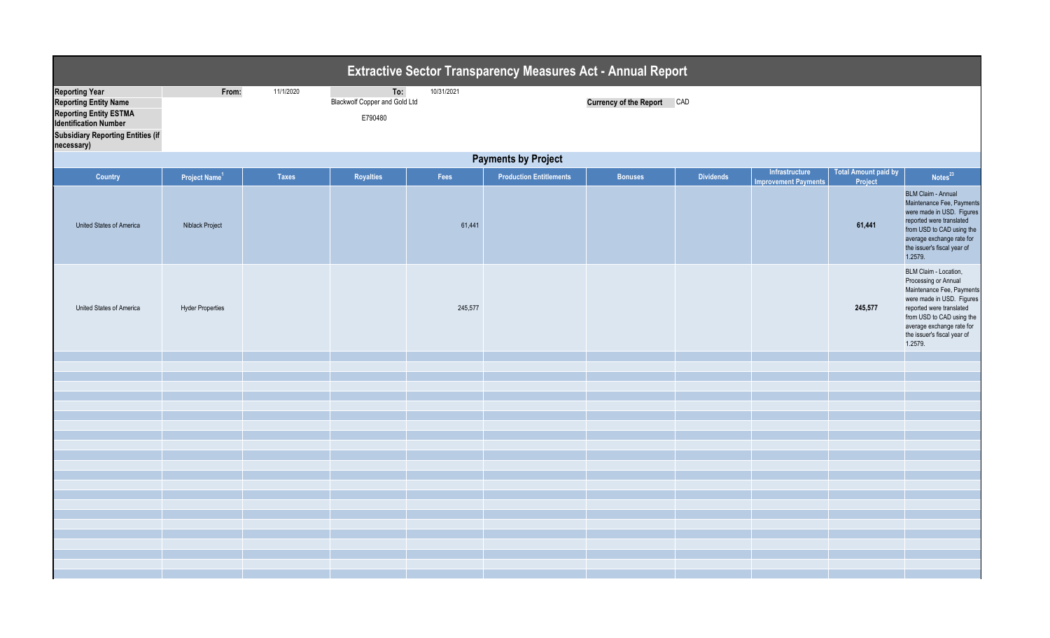# Extractive Sector Transparency Measures Act - Annual Report

| | | | | | |
|---|---|---|---|---|---|
| **Reporting Year** | **From:** | 11/1/2020 | **To:** | 10/31/2021 | |
| **Reporting Entity Name** | | | Blackwolf Copper and Gold Ltd | **Currency of the Report** | CAD |
| **Reporting Entity ESTMA Identification Number** | | | E790480 | | |
| **Subsidiary Reporting Entities (if necessary)** | | | | | |

## Payments by Project

| Country | Project Name[1] | Taxes | Royalties | Fees | Production Entitlements | Bonuses | Dividends | Infrastructure Improvement Payments | Total Amount paid by Project | Notes[23] |
|---|---|---|---|---|---|---|---|---|---|---|
| United States of America | Niblack Project | | | 61,441 | | | | | **61,441** | BLM Claim - Annual Maintenance Fee, Payments were made in USD. Figures reported were translated from USD to CAD using the average exchange rate for the issuer's fiscal year of 1.2579. |
| United States of America | Hyder Properties | | | 245,577 | | | | | **245,577** | BLM Claim - Location, Processing or Annual Maintenance Fee, Payments were made in USD. Figures reported were translated from USD to CAD using the average exchange rate for the issuer's fiscal year of 1.2579. |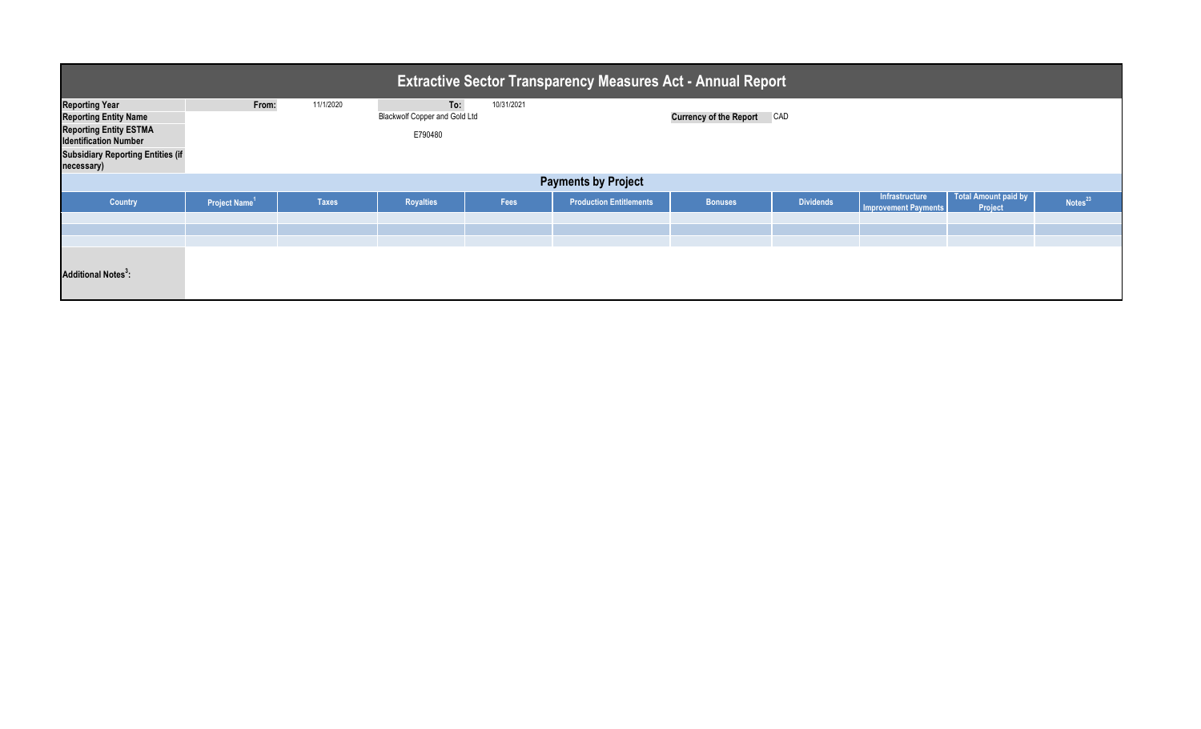# Extractive Sector Transparency Measures Act - Annual Report

| | | | | | |
|---|---|---|---|---|---|
| **Reporting Year** | **From:** | 11/1/2020 | **To:** | 10/31/2021 | |
| **Reporting Entity Name** | | Blackwolf Copper and Gold Ltd | | **Currency of the Report** | CAD |
| **Reporting Entity ESTMA Identification Number** | | E790480 | | | |
| **Subsidiary Reporting Entities (if necessary)** | | | | | |

## Payments by Project

| Country | Project Name[1] | Taxes | Royalties | Fees | Production Entitlements | Bonuses | Dividends | Infrastructure Improvement Payments | Total Amount paid by Project | Notes[23] |
|---|---|---|---|---|---|---|---|---|---|---|
| | | | | | | | | | | |
| | | | | | | | | | | |
| | | | | | | | | | | |

**Additional Notes[3]:**